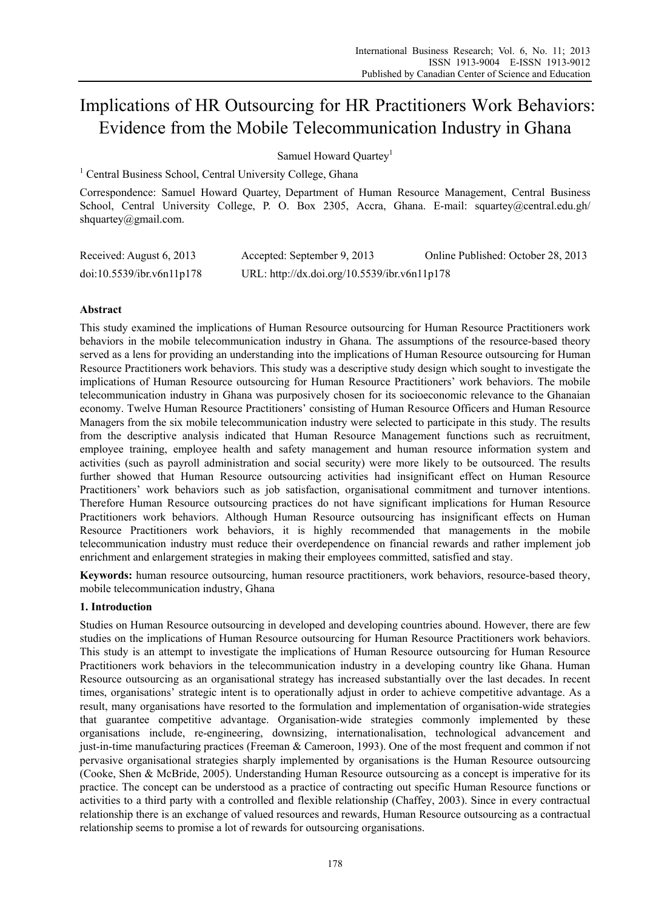# Implications of HR Outsourcing for HR Practitioners Work Behaviors: Evidence from the Mobile Telecommunication Industry in Ghana

Samuel Howard Quartey[1]

[1] Central Business School, Central University College, Ghana

Correspondence: Samuel Howard Quartey, Department of Human Resource Management, Central Business School, Central University College, P. O. Box 2305, Accra, Ghana. E-mail: squartey@central.edu.gh/ shquartey@gmail.com.

Received: August 6, 2013 Accepted: September 9, 2013 Online Published: October 28, 2013

doi:10.5539/ibr.v6n11p178 URL: http://dx.doi.org/10.5539/ibr.v6n11p178

## Abstract

This study examined the implications of Human Resource outsourcing for Human Resource Practitioners work behaviors in the mobile telecommunication industry in Ghana. The assumptions of the resource-based theory served as a lens for providing an understanding into the implications of Human Resource outsourcing for Human Resource Practitioners work behaviors. This study was a descriptive study design which sought to investigate the implications of Human Resource outsourcing for Human Resource Practitioners' work behaviors. The mobile telecommunication industry in Ghana was purposively chosen for its socioeconomic relevance to the Ghanaian economy. Twelve Human Resource Practitioners' consisting of Human Resource Officers and Human Resource Managers from the six mobile telecommunication industry were selected to participate in this study. The results from the descriptive analysis indicated that Human Resource Management functions such as recruitment, employee training, employee health and safety management and human resource information system and activities (such as payroll administration and social security) were more likely to be outsourced. The results further showed that Human Resource outsourcing activities had insignificant effect on Human Resource Practitioners' work behaviors such as job satisfaction, organisational commitment and turnover intentions. Therefore Human Resource outsourcing practices do not have significant implications for Human Resource Practitioners work behaviors. Although Human Resource outsourcing has insignificant effects on Human Resource Practitioners work behaviors, it is highly recommended that managements in the mobile telecommunication industry must reduce their overdependence on financial rewards and rather implement job enrichment and enlargement strategies in making their employees committed, satisfied and stay.

**Keywords:** human resource outsourcing, human resource practitioners, work behaviors, resource-based theory, mobile telecommunication industry, Ghana

## 1. Introduction

Studies on Human Resource outsourcing in developed and developing countries abound. However, there are few studies on the implications of Human Resource outsourcing for Human Resource Practitioners work behaviors. This study is an attempt to investigate the implications of Human Resource outsourcing for Human Resource Practitioners work behaviors in the telecommunication industry in a developing country like Ghana. Human Resource outsourcing as an organisational strategy has increased substantially over the last decades. In recent times, organisations' strategic intent is to operationally adjust in order to achieve competitive advantage. As a result, many organisations have resorted to the formulation and implementation of organisation-wide strategies that guarantee competitive advantage. Organisation-wide strategies commonly implemented by these organisations include, re-engineering, downsizing, internationalisation, technological advancement and just-in-time manufacturing practices (Freeman & Cameroon, 1993). One of the most frequent and common if not pervasive organisational strategies sharply implemented by organisations is the Human Resource outsourcing (Cooke, Shen & McBride, 2005). Understanding Human Resource outsourcing as a concept is imperative for its practice. The concept can be understood as a practice of contracting out specific Human Resource functions or activities to a third party with a controlled and flexible relationship (Chaffey, 2003). Since in every contractual relationship there is an exchange of valued resources and rewards, Human Resource outsourcing as a contractual relationship seems to promise a lot of rewards for outsourcing organisations.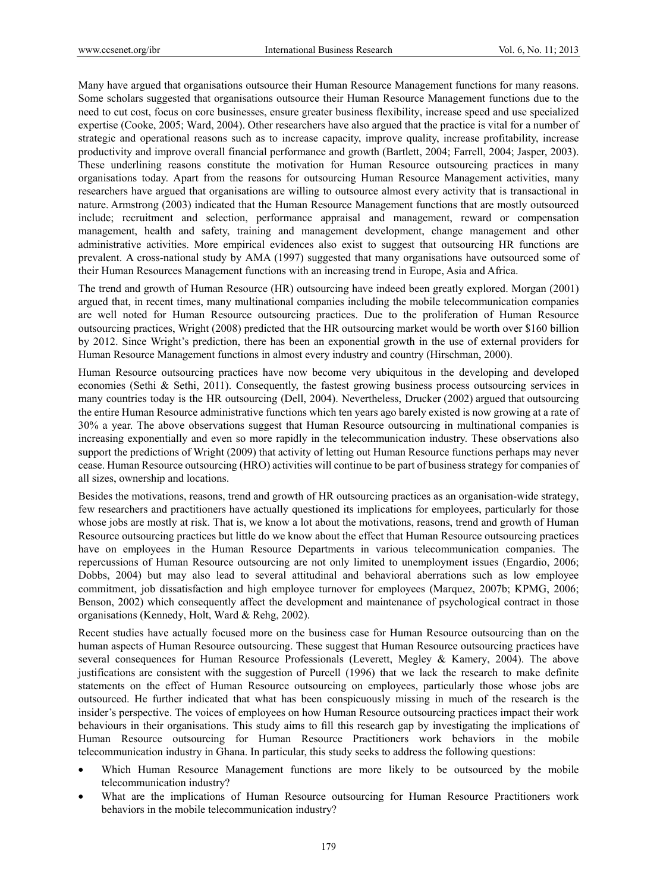Many have argued that organisations outsource their Human Resource Management functions for many reasons. Some scholars suggested that organisations outsource their Human Resource Management functions due to the need to cut cost, focus on core businesses, ensure greater business flexibility, increase speed and use specialized expertise (Cooke, 2005; Ward, 2004). Other researchers have also argued that the practice is vital for a number of strategic and operational reasons such as to increase capacity, improve quality, increase profitability, increase productivity and improve overall financial performance and growth (Bartlett, 2004; Farrell, 2004; Jasper, 2003). These underlining reasons constitute the motivation for Human Resource outsourcing practices in many organisations today. Apart from the reasons for outsourcing Human Resource Management activities, many researchers have argued that organisations are willing to outsource almost every activity that is transactional in nature. Armstrong (2003) indicated that the Human Resource Management functions that are mostly outsourced include; recruitment and selection, performance appraisal and management, reward or compensation management, health and safety, training and management development, change management and other administrative activities. More empirical evidences also exist to suggest that outsourcing HR functions are prevalent. A cross-national study by AMA (1997) suggested that many organisations have outsourced some of their Human Resources Management functions with an increasing trend in Europe, Asia and Africa.

The trend and growth of Human Resource (HR) outsourcing have indeed been greatly explored. Morgan (2001) argued that, in recent times, many multinational companies including the mobile telecommunication companies are well noted for Human Resource outsourcing practices. Due to the proliferation of Human Resource outsourcing practices, Wright (2008) predicted that the HR outsourcing market would be worth over $160 billion by 2012. Since Wright's prediction, there has been an exponential growth in the use of external providers for Human Resource Management functions in almost every industry and country (Hirschman, 2000).

Human Resource outsourcing practices have now become very ubiquitous in the developing and developed economies (Sethi & Sethi, 2011). Consequently, the fastest growing business process outsourcing services in many countries today is the HR outsourcing (Dell, 2004). Nevertheless, Drucker (2002) argued that outsourcing the entire Human Resource administrative functions which ten years ago barely existed is now growing at a rate of 30% a year. The above observations suggest that Human Resource outsourcing in multinational companies is increasing exponentially and even so more rapidly in the telecommunication industry. These observations also support the predictions of Wright (2009) that activity of letting out Human Resource functions perhaps may never cease. Human Resource outsourcing (HRO) activities will continue to be part of business strategy for companies of all sizes, ownership and locations.

Besides the motivations, reasons, trend and growth of HR outsourcing practices as an organisation-wide strategy, few researchers and practitioners have actually questioned its implications for employees, particularly for those whose jobs are mostly at risk. That is, we know a lot about the motivations, reasons, trend and growth of Human Resource outsourcing practices but little do we know about the effect that Human Resource outsourcing practices have on employees in the Human Resource Departments in various telecommunication companies. The repercussions of Human Resource outsourcing are not only limited to unemployment issues (Engardio, 2006; Dobbs, 2004) but may also lead to several attitudinal and behavioral aberrations such as low employee commitment, job dissatisfaction and high employee turnover for employees (Marquez, 2007b; KPMG, 2006; Benson, 2002) which consequently affect the development and maintenance of psychological contract in those organisations (Kennedy, Holt, Ward & Rehg, 2002).

Recent studies have actually focused more on the business case for Human Resource outsourcing than on the human aspects of Human Resource outsourcing. These suggest that Human Resource outsourcing practices have several consequences for Human Resource Professionals (Leverett, Megley & Kamery, 2004). The above justifications are consistent with the suggestion of Purcell (1996) that we lack the research to make definite statements on the effect of Human Resource outsourcing on employees, particularly those whose jobs are outsourced. He further indicated that what has been conspicuously missing in much of the research is the insider's perspective. The voices of employees on how Human Resource outsourcing practices impact their work behaviours in their organisations. This study aims to fill this research gap by investigating the implications of Human Resource outsourcing for Human Resource Practitioners work behaviors in the mobile telecommunication industry in Ghana. In particular, this study seeks to address the following questions:

- Which Human Resource Management functions are more likely to be outsourced by the mobile telecommunication industry?
- What are the implications of Human Resource outsourcing for Human Resource Practitioners work behaviors in the mobile telecommunication industry?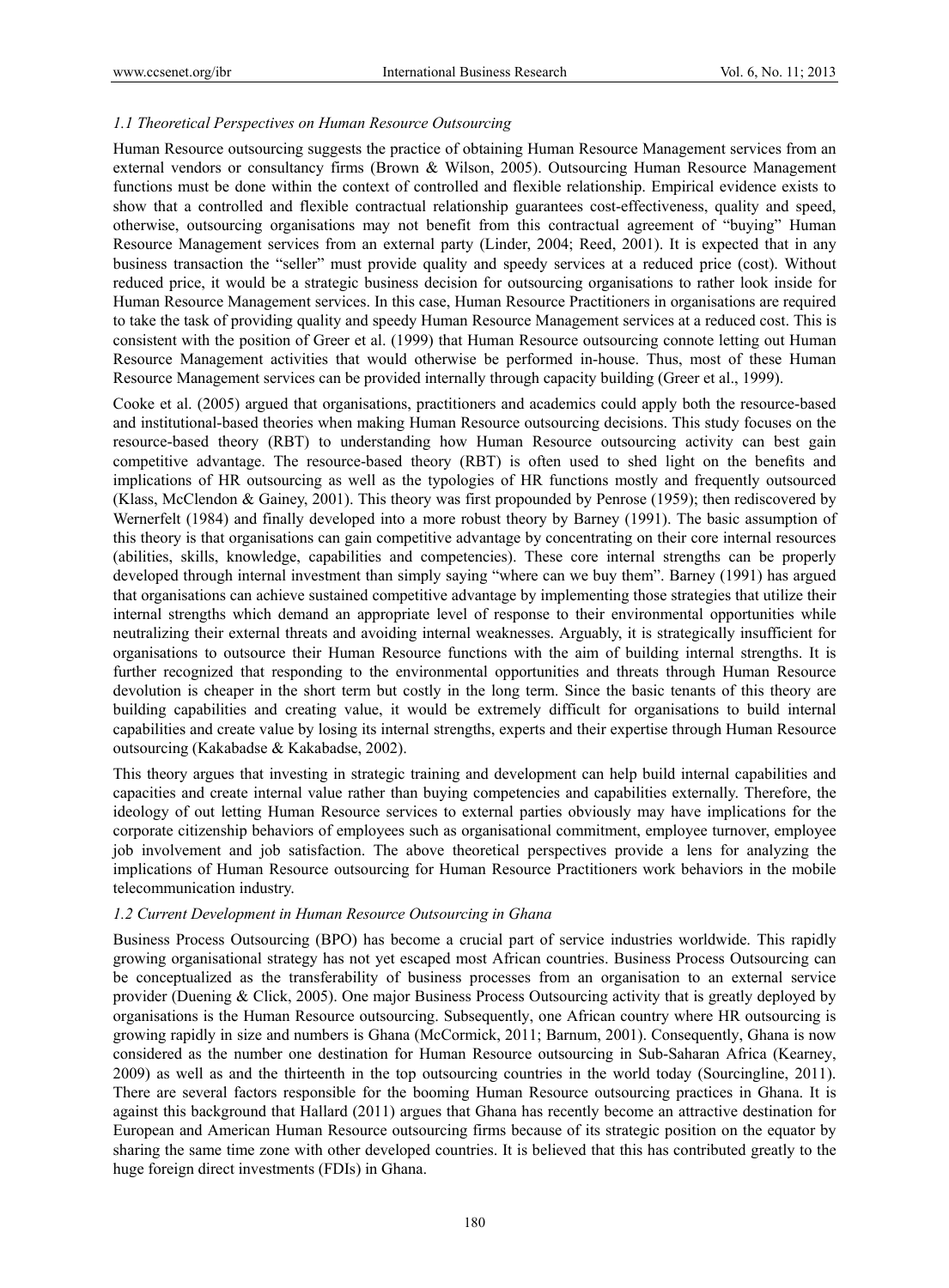### *1.1 Theoretical Perspectives on Human Resource Outsourcing*

Human Resource outsourcing suggests the practice of obtaining Human Resource Management services from an external vendors or consultancy firms (Brown & Wilson, 2005). Outsourcing Human Resource Management functions must be done within the context of controlled and flexible relationship. Empirical evidence exists to show that a controlled and flexible contractual relationship guarantees cost-effectiveness, quality and speed, otherwise, outsourcing organisations may not benefit from this contractual agreement of "buying" Human Resource Management services from an external party (Linder, 2004; Reed, 2001). It is expected that in any business transaction the "seller" must provide quality and speedy services at a reduced price (cost). Without reduced price, it would be a strategic business decision for outsourcing organisations to rather look inside for Human Resource Management services. In this case, Human Resource Practitioners in organisations are required to take the task of providing quality and speedy Human Resource Management services at a reduced cost. This is consistent with the position of Greer et al. (1999) that Human Resource outsourcing connote letting out Human Resource Management activities that would otherwise be performed in-house. Thus, most of these Human Resource Management services can be provided internally through capacity building (Greer et al., 1999).

Cooke et al. (2005) argued that organisations, practitioners and academics could apply both the resource-based and institutional-based theories when making Human Resource outsourcing decisions. This study focuses on the resource-based theory (RBT) to understanding how Human Resource outsourcing activity can best gain competitive advantage. The resource-based theory (RBT) is often used to shed light on the benefits and implications of HR outsourcing as well as the typologies of HR functions mostly and frequently outsourced (Klass, McClendon & Gainey, 2001). This theory was first propounded by Penrose (1959); then rediscovered by Wernerfelt (1984) and finally developed into a more robust theory by Barney (1991). The basic assumption of this theory is that organisations can gain competitive advantage by concentrating on their core internal resources (abilities, skills, knowledge, capabilities and competencies). These core internal strengths can be properly developed through internal investment than simply saying "where can we buy them". Barney (1991) has argued that organisations can achieve sustained competitive advantage by implementing those strategies that utilize their internal strengths which demand an appropriate level of response to their environmental opportunities while neutralizing their external threats and avoiding internal weaknesses. Arguably, it is strategically insufficient for organisations to outsource their Human Resource functions with the aim of building internal strengths. It is further recognized that responding to the environmental opportunities and threats through Human Resource devolution is cheaper in the short term but costly in the long term. Since the basic tenants of this theory are building capabilities and creating value, it would be extremely difficult for organisations to build internal capabilities and create value by losing its internal strengths, experts and their expertise through Human Resource outsourcing (Kakabadse & Kakabadse, 2002).

This theory argues that investing in strategic training and development can help build internal capabilities and capacities and create internal value rather than buying competencies and capabilities externally. Therefore, the ideology of out letting Human Resource services to external parties obviously may have implications for the corporate citizenship behaviors of employees such as organisational commitment, employee turnover, employee job involvement and job satisfaction. The above theoretical perspectives provide a lens for analyzing the implications of Human Resource outsourcing for Human Resource Practitioners work behaviors in the mobile telecommunication industry.

### *1.2 Current Development in Human Resource Outsourcing in Ghana*

Business Process Outsourcing (BPO) has become a crucial part of service industries worldwide. This rapidly growing organisational strategy has not yet escaped most African countries. Business Process Outsourcing can be conceptualized as the transferability of business processes from an organisation to an external service provider (Duening & Click, 2005). One major Business Process Outsourcing activity that is greatly deployed by organisations is the Human Resource outsourcing. Subsequently, one African country where HR outsourcing is growing rapidly in size and numbers is Ghana (McCormick, 2011; Barnum, 2001). Consequently, Ghana is now considered as the number one destination for Human Resource outsourcing in Sub-Saharan Africa (Kearney, 2009) as well as and the thirteenth in the top outsourcing countries in the world today (Sourcingline, 2011). There are several factors responsible for the booming Human Resource outsourcing practices in Ghana. It is against this background that Hallard (2011) argues that Ghana has recently become an attractive destination for European and American Human Resource outsourcing firms because of its strategic position on the equator by sharing the same time zone with other developed countries. It is believed that this has contributed greatly to the huge foreign direct investments (FDIs) in Ghana.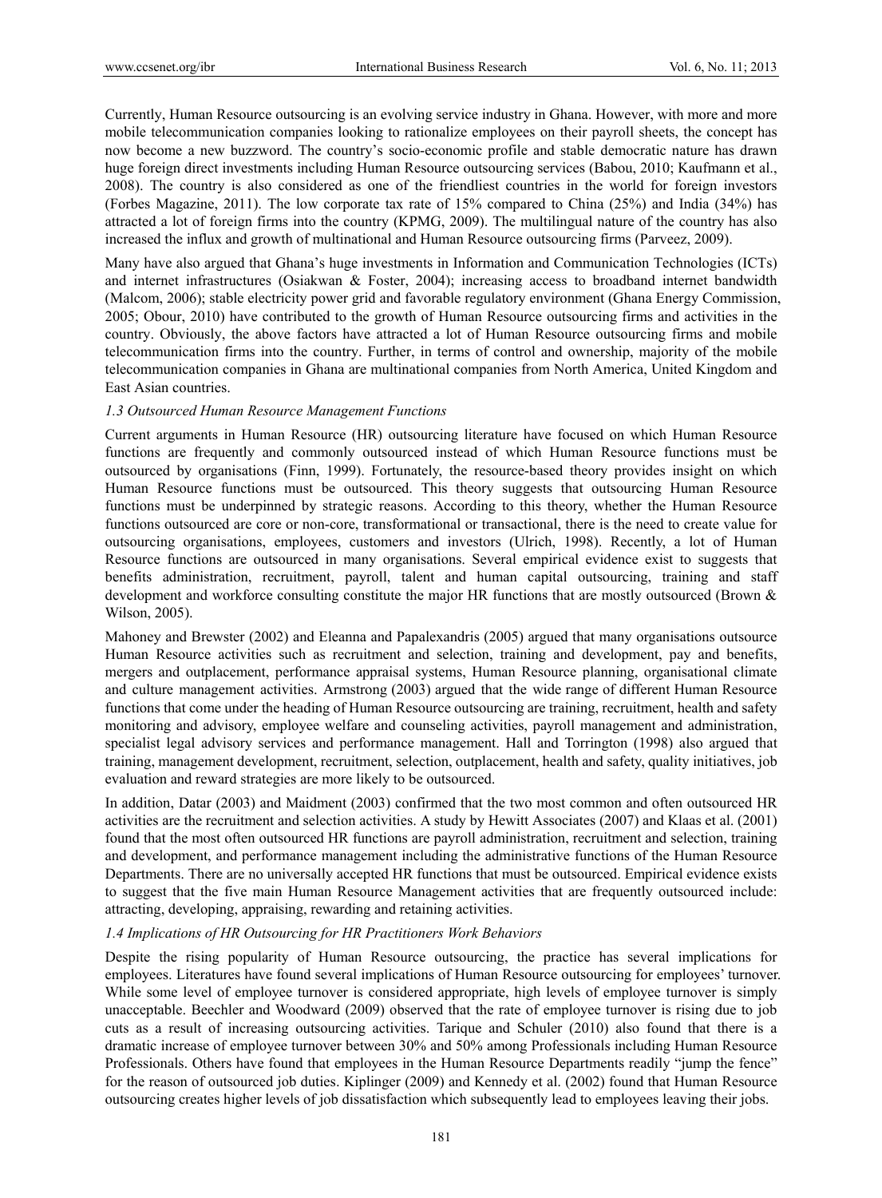Currently, Human Resource outsourcing is an evolving service industry in Ghana. However, with more and more mobile telecommunication companies looking to rationalize employees on their payroll sheets, the concept has now become a new buzzword. The country's socio-economic profile and stable democratic nature has drawn huge foreign direct investments including Human Resource outsourcing services (Babou, 2010; Kaufmann et al., 2008). The country is also considered as one of the friendliest countries in the world for foreign investors (Forbes Magazine, 2011). The low corporate tax rate of 15% compared to China (25%) and India (34%) has attracted a lot of foreign firms into the country (KPMG, 2009). The multilingual nature of the country has also increased the influx and growth of multinational and Human Resource outsourcing firms (Parveez, 2009).

Many have also argued that Ghana's huge investments in Information and Communication Technologies (ICTs) and internet infrastructures (Osiakwan & Foster, 2004); increasing access to broadband internet bandwidth (Malcom, 2006); stable electricity power grid and favorable regulatory environment (Ghana Energy Commission, 2005; Obour, 2010) have contributed to the growth of Human Resource outsourcing firms and activities in the country. Obviously, the above factors have attracted a lot of Human Resource outsourcing firms and mobile telecommunication firms into the country. Further, in terms of control and ownership, majority of the mobile telecommunication companies in Ghana are multinational companies from North America, United Kingdom and East Asian countries.

### *1.3 Outsourced Human Resource Management Functions*

Current arguments in Human Resource (HR) outsourcing literature have focused on which Human Resource functions are frequently and commonly outsourced instead of which Human Resource functions must be outsourced by organisations (Finn, 1999). Fortunately, the resource-based theory provides insight on which Human Resource functions must be outsourced. This theory suggests that outsourcing Human Resource functions must be underpinned by strategic reasons. According to this theory, whether the Human Resource functions outsourced are core or non-core, transformational or transactional, there is the need to create value for outsourcing organisations, employees, customers and investors (Ulrich, 1998). Recently, a lot of Human Resource functions are outsourced in many organisations. Several empirical evidence exist to suggests that benefits administration, recruitment, payroll, talent and human capital outsourcing, training and staff development and workforce consulting constitute the major HR functions that are mostly outsourced (Brown & Wilson, 2005).

Mahoney and Brewster (2002) and Eleanna and Papalexandris (2005) argued that many organisations outsource Human Resource activities such as recruitment and selection, training and development, pay and benefits, mergers and outplacement, performance appraisal systems, Human Resource planning, organisational climate and culture management activities. Armstrong (2003) argued that the wide range of different Human Resource functions that come under the heading of Human Resource outsourcing are training, recruitment, health and safety monitoring and advisory, employee welfare and counseling activities, payroll management and administration, specialist legal advisory services and performance management. Hall and Torrington (1998) also argued that training, management development, recruitment, selection, outplacement, health and safety, quality initiatives, job evaluation and reward strategies are more likely to be outsourced.

In addition, Datar (2003) and Maidment (2003) confirmed that the two most common and often outsourced HR activities are the recruitment and selection activities. A study by Hewitt Associates (2007) and Klaas et al. (2001) found that the most often outsourced HR functions are payroll administration, recruitment and selection, training and development, and performance management including the administrative functions of the Human Resource Departments. There are no universally accepted HR functions that must be outsourced. Empirical evidence exists to suggest that the five main Human Resource Management activities that are frequently outsourced include: attracting, developing, appraising, rewarding and retaining activities.

### *1.4 Implications of HR Outsourcing for HR Practitioners Work Behaviors*

Despite the rising popularity of Human Resource outsourcing, the practice has several implications for employees. Literatures have found several implications of Human Resource outsourcing for employees' turnover. While some level of employee turnover is considered appropriate, high levels of employee turnover is simply unacceptable. Beechler and Woodward (2009) observed that the rate of employee turnover is rising due to job cuts as a result of increasing outsourcing activities. Tarique and Schuler (2010) also found that there is a dramatic increase of employee turnover between 30% and 50% among Professionals including Human Resource Professionals. Others have found that employees in the Human Resource Departments readily "jump the fence" for the reason of outsourced job duties. Kiplinger (2009) and Kennedy et al. (2002) found that Human Resource outsourcing creates higher levels of job dissatisfaction which subsequently lead to employees leaving their jobs.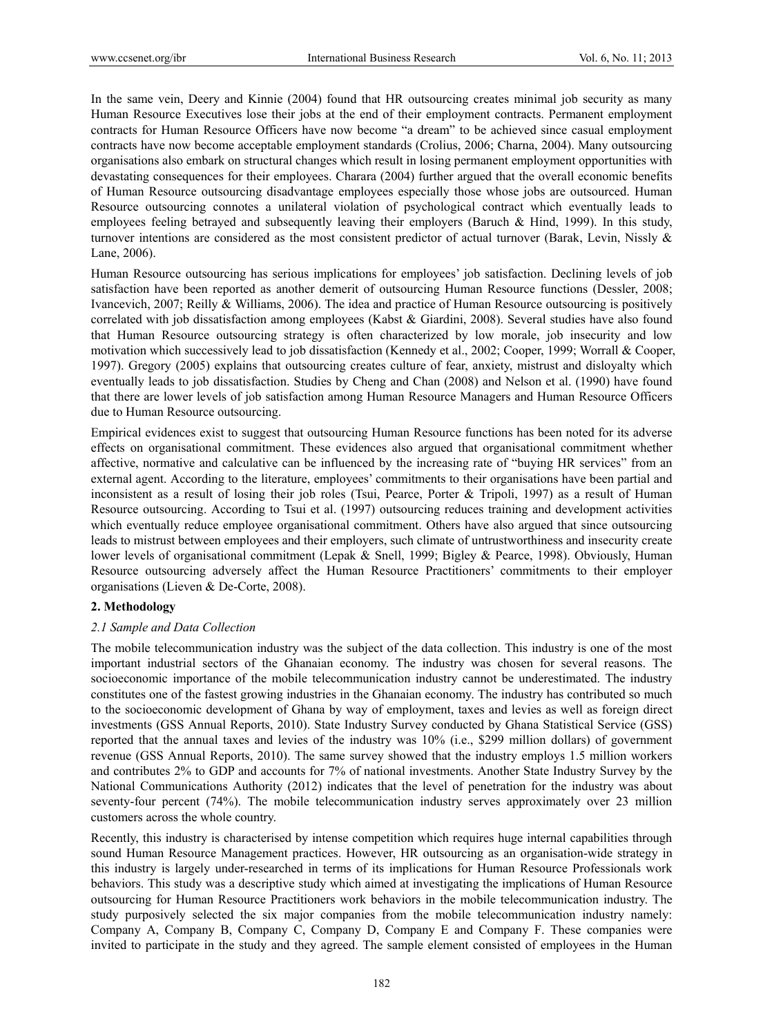In the same vein, Deery and Kinnie (2004) found that HR outsourcing creates minimal job security as many Human Resource Executives lose their jobs at the end of their employment contracts. Permanent employment contracts for Human Resource Officers have now become "a dream" to be achieved since casual employment contracts have now become acceptable employment standards (Crolius, 2006; Charna, 2004). Many outsourcing organisations also embark on structural changes which result in losing permanent employment opportunities with devastating consequences for their employees. Charara (2004) further argued that the overall economic benefits of Human Resource outsourcing disadvantage employees especially those whose jobs are outsourced. Human Resource outsourcing connotes a unilateral violation of psychological contract which eventually leads to employees feeling betrayed and subsequently leaving their employers (Baruch & Hind, 1999). In this study, turnover intentions are considered as the most consistent predictor of actual turnover (Barak, Levin, Nissly & Lane, 2006).

Human Resource outsourcing has serious implications for employees' job satisfaction. Declining levels of job satisfaction have been reported as another demerit of outsourcing Human Resource functions (Dessler, 2008; Ivancevich, 2007; Reilly & Williams, 2006). The idea and practice of Human Resource outsourcing is positively correlated with job dissatisfaction among employees (Kabst & Giardini, 2008). Several studies have also found that Human Resource outsourcing strategy is often characterized by low morale, job insecurity and low motivation which successively lead to job dissatisfaction (Kennedy et al., 2002; Cooper, 1999; Worrall & Cooper, 1997). Gregory (2005) explains that outsourcing creates culture of fear, anxiety, mistrust and disloyalty which eventually leads to job dissatisfaction. Studies by Cheng and Chan (2008) and Nelson et al. (1990) have found that there are lower levels of job satisfaction among Human Resource Managers and Human Resource Officers due to Human Resource outsourcing.

Empirical evidences exist to suggest that outsourcing Human Resource functions has been noted for its adverse effects on organisational commitment. These evidences also argued that organisational commitment whether affective, normative and calculative can be influenced by the increasing rate of "buying HR services" from an external agent. According to the literature, employees' commitments to their organisations have been partial and inconsistent as a result of losing their job roles (Tsui, Pearce, Porter & Tripoli, 1997) as a result of Human Resource outsourcing. According to Tsui et al. (1997) outsourcing reduces training and development activities which eventually reduce employee organisational commitment. Others have also argued that since outsourcing leads to mistrust between employees and their employers, such climate of untrustworthiness and insecurity create lower levels of organisational commitment (Lepak & Snell, 1999; Bigley & Pearce, 1998). Obviously, Human Resource outsourcing adversely affect the Human Resource Practitioners' commitments to their employer organisations (Lieven & De-Corte, 2008).

## 2. Methodology

### *2.1 Sample and Data Collection*

The mobile telecommunication industry was the subject of the data collection. This industry is one of the most important industrial sectors of the Ghanaian economy. The industry was chosen for several reasons. The socioeconomic importance of the mobile telecommunication industry cannot be underestimated. The industry constitutes one of the fastest growing industries in the Ghanaian economy. The industry has contributed so much to the socioeconomic development of Ghana by way of employment, taxes and levies as well as foreign direct investments (GSS Annual Reports, 2010). State Industry Survey conducted by Ghana Statistical Service (GSS) reported that the annual taxes and levies of the industry was 10% (i.e., $299 million dollars) of government revenue (GSS Annual Reports, 2010). The same survey showed that the industry employs 1.5 million workers and contributes 2% to GDP and accounts for 7% of national investments. Another State Industry Survey by the National Communications Authority (2012) indicates that the level of penetration for the industry was about seventy-four percent (74%). The mobile telecommunication industry serves approximately over 23 million customers across the whole country.

Recently, this industry is characterised by intense competition which requires huge internal capabilities through sound Human Resource Management practices. However, HR outsourcing as an organisation-wide strategy in this industry is largely under-researched in terms of its implications for Human Resource Professionals work behaviors. This study was a descriptive study which aimed at investigating the implications of Human Resource outsourcing for Human Resource Practitioners work behaviors in the mobile telecommunication industry. The study purposively selected the six major companies from the mobile telecommunication industry namely: Company A, Company B, Company C, Company D, Company E and Company F. These companies were invited to participate in the study and they agreed. The sample element consisted of employees in the Human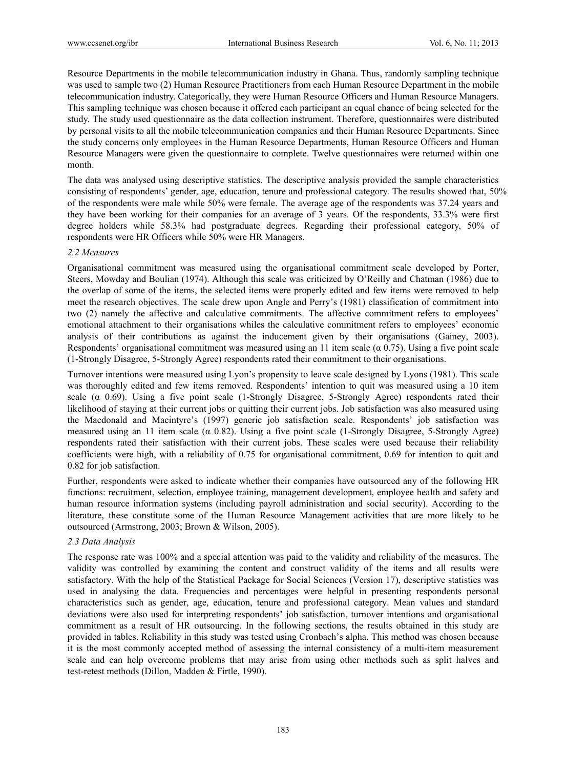Resource Departments in the mobile telecommunication industry in Ghana. Thus, randomly sampling technique was used to sample two (2) Human Resource Practitioners from each Human Resource Department in the mobile telecommunication industry. Categorically, they were Human Resource Officers and Human Resource Managers. This sampling technique was chosen because it offered each participant an equal chance of being selected for the study. The study used questionnaire as the data collection instrument. Therefore, questionnaires were distributed by personal visits to all the mobile telecommunication companies and their Human Resource Departments. Since the study concerns only employees in the Human Resource Departments, Human Resource Officers and Human Resource Managers were given the questionnaire to complete. Twelve questionnaires were returned within one month.

The data was analysed using descriptive statistics. The descriptive analysis provided the sample characteristics consisting of respondents' gender, age, education, tenure and professional category. The results showed that, 50% of the respondents were male while 50% were female. The average age of the respondents was 37.24 years and they have been working for their companies for an average of 3 years. Of the respondents, 33.3% were first degree holders while 58.3% had postgraduate degrees. Regarding their professional category, 50% of respondents were HR Officers while 50% were HR Managers.

### *2.2 Measures*

Organisational commitment was measured using the organisational commitment scale developed by Porter, Steers, Mowday and Boulian (1974). Although this scale was criticized by O'Reilly and Chatman (1986) due to the overlap of some of the items, the selected items were properly edited and few items were removed to help meet the research objectives. The scale drew upon Angle and Perry's (1981) classification of commitment into two (2) namely the affective and calculative commitments. The affective commitment refers to employees' emotional attachment to their organisations whiles the calculative commitment refers to employees' economic analysis of their contributions as against the inducement given by their organisations (Gainey, 2003). Respondents' organisational commitment was measured using an 11 item scale ($\alpha$ 0.75). Using a five point scale (1-Strongly Disagree, 5-Strongly Agree) respondents rated their commitment to their organisations.

Turnover intentions were measured using Lyon's propensity to leave scale designed by Lyons (1981). This scale was thoroughly edited and few items removed. Respondents' intention to quit was measured using a 10 item scale ($\alpha$ 0.69). Using a five point scale (1-Strongly Disagree, 5-Strongly Agree) respondents rated their likelihood of staying at their current jobs or quitting their current jobs. Job satisfaction was also measured using the Macdonald and Macintyre's (1997) generic job satisfaction scale. Respondents' job satisfaction was measured using an 11 item scale ($\alpha$ 0.82). Using a five point scale (1-Strongly Disagree, 5-Strongly Agree) respondents rated their satisfaction with their current jobs. These scales were used because their reliability coefficients were high, with a reliability of 0.75 for organisational commitment, 0.69 for intention to quit and 0.82 for job satisfaction.

Further, respondents were asked to indicate whether their companies have outsourced any of the following HR functions: recruitment, selection, employee training, management development, employee health and safety and human resource information systems (including payroll administration and social security). According to the literature, these constitute some of the Human Resource Management activities that are more likely to be outsourced (Armstrong, 2003; Brown & Wilson, 2005).

### *2.3 Data Analysis*

The response rate was 100% and a special attention was paid to the validity and reliability of the measures. The validity was controlled by examining the content and construct validity of the items and all results were satisfactory. With the help of the Statistical Package for Social Sciences (Version 17), descriptive statistics was used in analysing the data. Frequencies and percentages were helpful in presenting respondents personal characteristics such as gender, age, education, tenure and professional category. Mean values and standard deviations were also used for interpreting respondents' job satisfaction, turnover intentions and organisational commitment as a result of HR outsourcing. In the following sections, the results obtained in this study are provided in tables. Reliability in this study was tested using Cronbach's alpha. This method was chosen because it is the most commonly accepted method of assessing the internal consistency of a multi-item measurement scale and can help overcome problems that may arise from using other methods such as split halves and test-retest methods (Dillon, Madden & Firtle, 1990).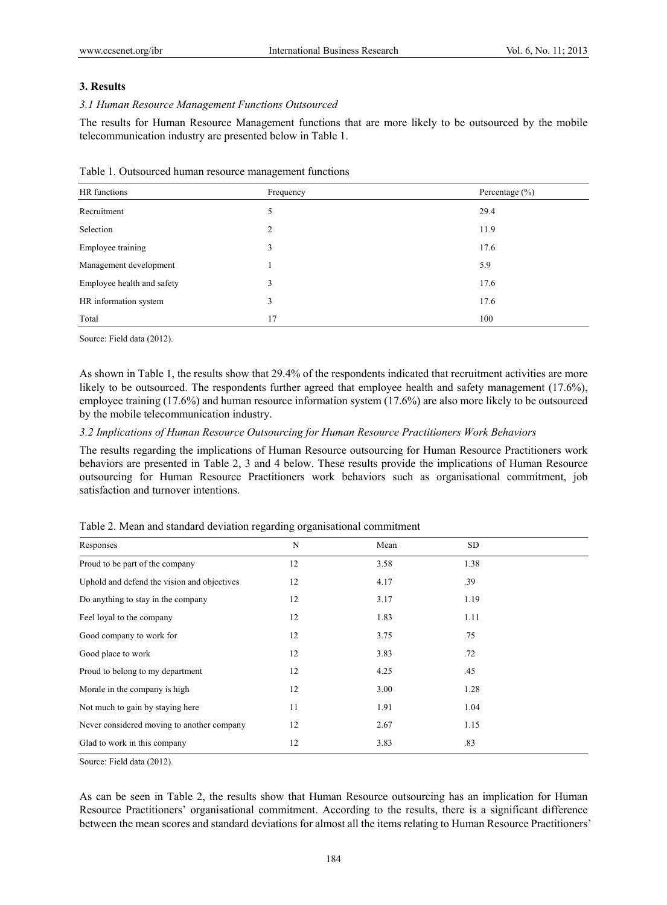## 3. Results

### *3.1 Human Resource Management Functions Outsourced*

The results for Human Resource Management functions that are more likely to be outsourced by the mobile telecommunication industry are presented below in Table 1.

Table 1. Outsourced human resource management functions

| HR functions | Frequency | Percentage (%) |
|---|---|---|
| Recruitment | 5 | 29.4 |
| Selection | 2 | 11.9 |
| Employee training | 3 | 17.6 |
| Management development | 1 | 5.9 |
| Employee health and safety | 3 | 17.6 |
| HR information system | 3 | 17.6 |
| Total | 17 | 100 |

Source: Field data (2012).

As shown in Table 1, the results show that 29.4% of the respondents indicated that recruitment activities are more likely to be outsourced. The respondents further agreed that employee health and safety management (17.6%), employee training (17.6%) and human resource information system (17.6%) are also more likely to be outsourced by the mobile telecommunication industry.

### *3.2 Implications of Human Resource Outsourcing for Human Resource Practitioners Work Behaviors*

The results regarding the implications of Human Resource outsourcing for Human Resource Practitioners work behaviors are presented in Table 2, 3 and 4 below. These results provide the implications of Human Resource outsourcing for Human Resource Practitioners work behaviors such as organisational commitment, job satisfaction and turnover intentions.

Table 2. Mean and standard deviation regarding organisational commitment

| Responses | N | Mean | SD |
|---|---|---|---|
| Proud to be part of the company | 12 | 3.58 | 1.38 |
| Uphold and defend the vision and objectives | 12 | 4.17 | .39 |
| Do anything to stay in the company | 12 | 3.17 | 1.19 |
| Feel loyal to the company | 12 | 1.83 | 1.11 |
| Good company to work for | 12 | 3.75 | .75 |
| Good place to work | 12 | 3.83 | .72 |
| Proud to belong to my department | 12 | 4.25 | .45 |
| Morale in the company is high | 12 | 3.00 | 1.28 |
| Not much to gain by staying here | 11 | 1.91 | 1.04 |
| Never considered moving to another company | 12 | 2.67 | 1.15 |
| Glad to work in this company | 12 | 3.83 | .83 |

Source: Field data (2012).

As can be seen in Table 2, the results show that Human Resource outsourcing has an implication for Human Resource Practitioners' organisational commitment. According to the results, there is a significant difference between the mean scores and standard deviations for almost all the items relating to Human Resource Practitioners'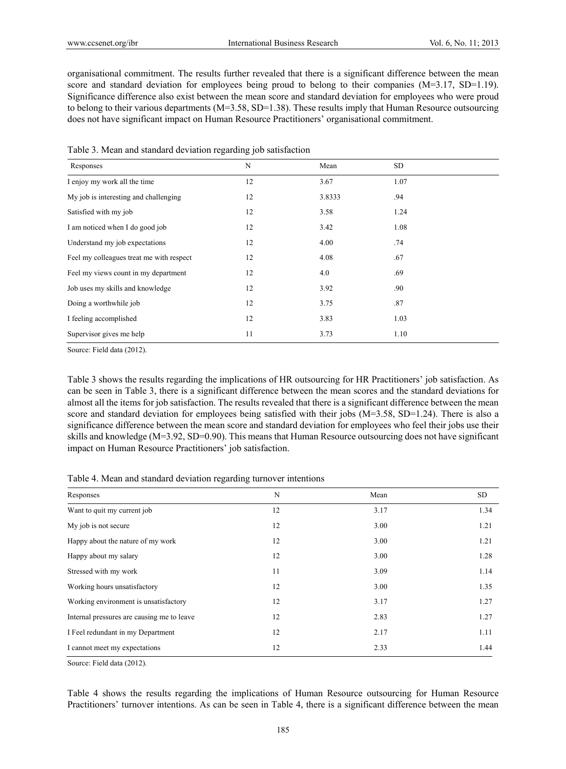organisational commitment. The results further revealed that there is a significant difference between the mean score and standard deviation for employees being proud to belong to their companies (M=3.17, SD=1.19). Significance difference also exist between the mean score and standard deviation for employees who were proud to belong to their various departments (M=3.58, SD=1.38). These results imply that Human Resource outsourcing does not have significant impact on Human Resource Practitioners' organisational commitment.

Table 3. Mean and standard deviation regarding job satisfaction

| Responses | N | Mean | SD |
|---|---|---|---|
| I enjoy my work all the time | 12 | 3.67 | 1.07 |
| My job is interesting and challenging | 12 | 3.8333 | .94 |
| Satisfied with my job | 12 | 3.58 | 1.24 |
| I am noticed when I do good job | 12 | 3.42 | 1.08 |
| Understand my job expectations | 12 | 4.00 | .74 |
| Feel my colleagues treat me with respect | 12 | 4.08 | .67 |
| Feel my views count in my department | 12 | 4.0 | .69 |
| Job uses my skills and knowledge | 12 | 3.92 | .90 |
| Doing a worthwhile job | 12 | 3.75 | .87 |
| I feeling accomplished | 12 | 3.83 | 1.03 |
| Supervisor gives me help | 11 | 3.73 | 1.10 |

Source: Field data (2012).

Table 3 shows the results regarding the implications of HR outsourcing for HR Practitioners' job satisfaction. As can be seen in Table 3, there is a significant difference between the mean scores and the standard deviations for almost all the items for job satisfaction. The results revealed that there is a significant difference between the mean score and standard deviation for employees being satisfied with their jobs (M=3.58, SD=1.24). There is also a significance difference between the mean score and standard deviation for employees who feel their jobs use their skills and knowledge (M=3.92, SD=0.90). This means that Human Resource outsourcing does not have significant impact on Human Resource Practitioners' job satisfaction.

Table 4. Mean and standard deviation regarding turnover intentions

| Responses | N | Mean | SD |
|---|---|---|---|
| Want to quit my current job | 12 | 3.17 | 1.34 |
| My job is not secure | 12 | 3.00 | 1.21 |
| Happy about the nature of my work | 12 | 3.00 | 1.21 |
| Happy about my salary | 12 | 3.00 | 1.28 |
| Stressed with my work | 11 | 3.09 | 1.14 |
| Working hours unsatisfactory | 12 | 3.00 | 1.35 |
| Working environment is unsatisfactory | 12 | 3.17 | 1.27 |
| Internal pressures are causing me to leave | 12 | 2.83 | 1.27 |
| I Feel redundant in my Department | 12 | 2.17 | 1.11 |
| I cannot meet my expectations | 12 | 2.33 | 1.44 |

Source: Field data (2012).

Table 4 shows the results regarding the implications of Human Resource outsourcing for Human Resource Practitioners' turnover intentions. As can be seen in Table 4, there is a significant difference between the mean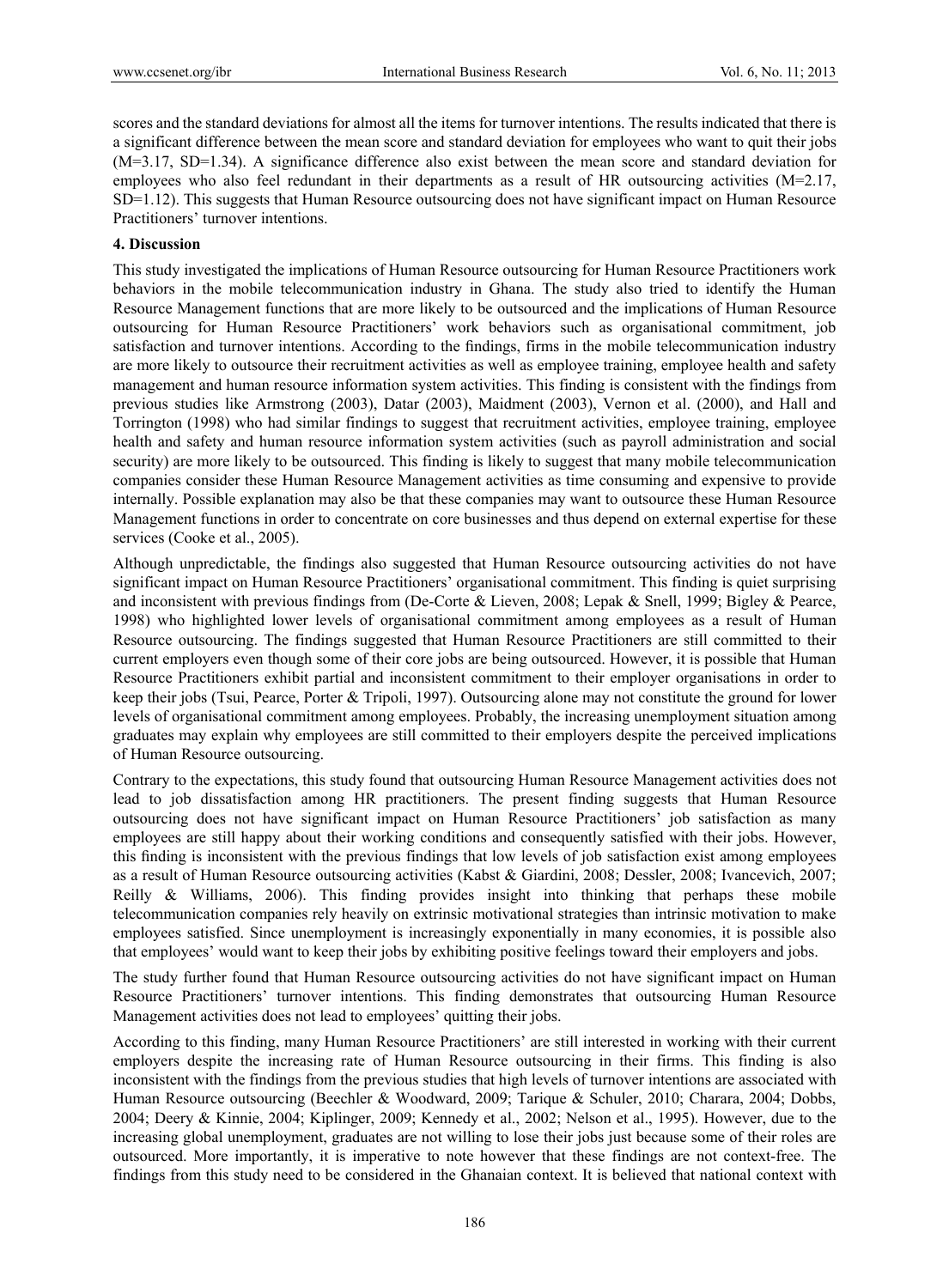scores and the standard deviations for almost all the items for turnover intentions. The results indicated that there is a significant difference between the mean score and standard deviation for employees who want to quit their jobs (M=3.17, SD=1.34). A significance difference also exist between the mean score and standard deviation for employees who also feel redundant in their departments as a result of HR outsourcing activities (M=2.17, SD=1.12). This suggests that Human Resource outsourcing does not have significant impact on Human Resource Practitioners' turnover intentions.

## 4. Discussion

This study investigated the implications of Human Resource outsourcing for Human Resource Practitioners work behaviors in the mobile telecommunication industry in Ghana. The study also tried to identify the Human Resource Management functions that are more likely to be outsourced and the implications of Human Resource outsourcing for Human Resource Practitioners' work behaviors such as organisational commitment, job satisfaction and turnover intentions. According to the findings, firms in the mobile telecommunication industry are more likely to outsource their recruitment activities as well as employee training, employee health and safety management and human resource information system activities. This finding is consistent with the findings from previous studies like Armstrong (2003), Datar (2003), Maidment (2003), Vernon et al. (2000), and Hall and Torrington (1998) who had similar findings to suggest that recruitment activities, employee training, employee health and safety and human resource information system activities (such as payroll administration and social security) are more likely to be outsourced. This finding is likely to suggest that many mobile telecommunication companies consider these Human Resource Management activities as time consuming and expensive to provide internally. Possible explanation may also be that these companies may want to outsource these Human Resource Management functions in order to concentrate on core businesses and thus depend on external expertise for these services (Cooke et al., 2005).

Although unpredictable, the findings also suggested that Human Resource outsourcing activities do not have significant impact on Human Resource Practitioners' organisational commitment. This finding is quiet surprising and inconsistent with previous findings from (De-Corte & Lieven, 2008; Lepak & Snell, 1999; Bigley & Pearce, 1998) who highlighted lower levels of organisational commitment among employees as a result of Human Resource outsourcing. The findings suggested that Human Resource Practitioners are still committed to their current employers even though some of their core jobs are being outsourced. However, it is possible that Human Resource Practitioners exhibit partial and inconsistent commitment to their employer organisations in order to keep their jobs (Tsui, Pearce, Porter & Tripoli, 1997). Outsourcing alone may not constitute the ground for lower levels of organisational commitment among employees. Probably, the increasing unemployment situation among graduates may explain why employees are still committed to their employers despite the perceived implications of Human Resource outsourcing.

Contrary to the expectations, this study found that outsourcing Human Resource Management activities does not lead to job dissatisfaction among HR practitioners. The present finding suggests that Human Resource outsourcing does not have significant impact on Human Resource Practitioners' job satisfaction as many employees are still happy about their working conditions and consequently satisfied with their jobs. However, this finding is inconsistent with the previous findings that low levels of job satisfaction exist among employees as a result of Human Resource outsourcing activities (Kabst & Giardini, 2008; Dessler, 2008; Ivancevich, 2007; Reilly & Williams, 2006). This finding provides insight into thinking that perhaps these mobile telecommunication companies rely heavily on extrinsic motivational strategies than intrinsic motivation to make employees satisfied. Since unemployment is increasingly exponentially in many economies, it is possible also that employees' would want to keep their jobs by exhibiting positive feelings toward their employers and jobs.

The study further found that Human Resource outsourcing activities do not have significant impact on Human Resource Practitioners' turnover intentions. This finding demonstrates that outsourcing Human Resource Management activities does not lead to employees' quitting their jobs.

According to this finding, many Human Resource Practitioners' are still interested in working with their current employers despite the increasing rate of Human Resource outsourcing in their firms. This finding is also inconsistent with the findings from the previous studies that high levels of turnover intentions are associated with Human Resource outsourcing (Beechler & Woodward, 2009; Tarique & Schuler, 2010; Charara, 2004; Dobbs, 2004; Deery & Kinnie, 2004; Kiplinger, 2009; Kennedy et al., 2002; Nelson et al., 1995). However, due to the increasing global unemployment, graduates are not willing to lose their jobs just because some of their roles are outsourced. More importantly, it is imperative to note however that these findings are not context-free. The findings from this study need to be considered in the Ghanaian context. It is believed that national context with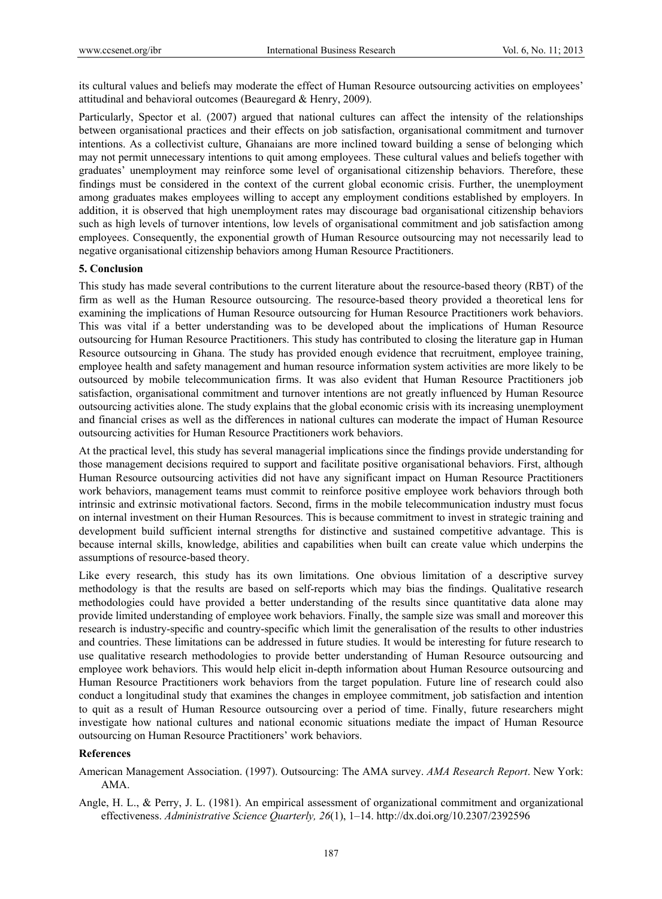its cultural values and beliefs may moderate the effect of Human Resource outsourcing activities on employees' attitudinal and behavioral outcomes (Beauregard & Henry, 2009).

Particularly, Spector et al. (2007) argued that national cultures can affect the intensity of the relationships between organisational practices and their effects on job satisfaction, organisational commitment and turnover intentions. As a collectivist culture, Ghanaians are more inclined toward building a sense of belonging which may not permit unnecessary intentions to quit among employees. These cultural values and beliefs together with graduates' unemployment may reinforce some level of organisational citizenship behaviors. Therefore, these findings must be considered in the context of the current global economic crisis. Further, the unemployment among graduates makes employees willing to accept any employment conditions established by employers. In addition, it is observed that high unemployment rates may discourage bad organisational citizenship behaviors such as high levels of turnover intentions, low levels of organisational commitment and job satisfaction among employees. Consequently, the exponential growth of Human Resource outsourcing may not necessarily lead to negative organisational citizenship behaviors among Human Resource Practitioners.

## 5. Conclusion

This study has made several contributions to the current literature about the resource-based theory (RBT) of the firm as well as the Human Resource outsourcing. The resource-based theory provided a theoretical lens for examining the implications of Human Resource outsourcing for Human Resource Practitioners work behaviors. This was vital if a better understanding was to be developed about the implications of Human Resource outsourcing for Human Resource Practitioners. This study has contributed to closing the literature gap in Human Resource outsourcing in Ghana. The study has provided enough evidence that recruitment, employee training, employee health and safety management and human resource information system activities are more likely to be outsourced by mobile telecommunication firms. It was also evident that Human Resource Practitioners job satisfaction, organisational commitment and turnover intentions are not greatly influenced by Human Resource outsourcing activities alone. The study explains that the global economic crisis with its increasing unemployment and financial crises as well as the differences in national cultures can moderate the impact of Human Resource outsourcing activities for Human Resource Practitioners work behaviors.

At the practical level, this study has several managerial implications since the findings provide understanding for those management decisions required to support and facilitate positive organisational behaviors. First, although Human Resource outsourcing activities did not have any significant impact on Human Resource Practitioners work behaviors, management teams must commit to reinforce positive employee work behaviors through both intrinsic and extrinsic motivational factors. Second, firms in the mobile telecommunication industry must focus on internal investment on their Human Resources. This is because commitment to invest in strategic training and development build sufficient internal strengths for distinctive and sustained competitive advantage. This is because internal skills, knowledge, abilities and capabilities when built can create value which underpins the assumptions of resource-based theory.

Like every research, this study has its own limitations. One obvious limitation of a descriptive survey methodology is that the results are based on self-reports which may bias the findings. Qualitative research methodologies could have provided a better understanding of the results since quantitative data alone may provide limited understanding of employee work behaviors. Finally, the sample size was small and moreover this research is industry-specific and country-specific which limit the generalisation of the results to other industries and countries. These limitations can be addressed in future studies. It would be interesting for future research to use qualitative research methodologies to provide better understanding of Human Resource outsourcing and employee work behaviors. This would help elicit in-depth information about Human Resource outsourcing and Human Resource Practitioners work behaviors from the target population. Future line of research could also conduct a longitudinal study that examines the changes in employee commitment, job satisfaction and intention to quit as a result of Human Resource outsourcing over a period of time. Finally, future researchers might investigate how national cultures and national economic situations mediate the impact of Human Resource outsourcing on Human Resource Practitioners' work behaviors.

## References

American Management Association. (1997). Outsourcing: The AMA survey. *AMA Research Report*. New York: AMA.

Angle, H. L., & Perry, J. L. (1981). An empirical assessment of organizational commitment and organizational effectiveness. *Administrative Science Quarterly, 26*(1), 1–14. http://dx.doi.org/10.2307/2392596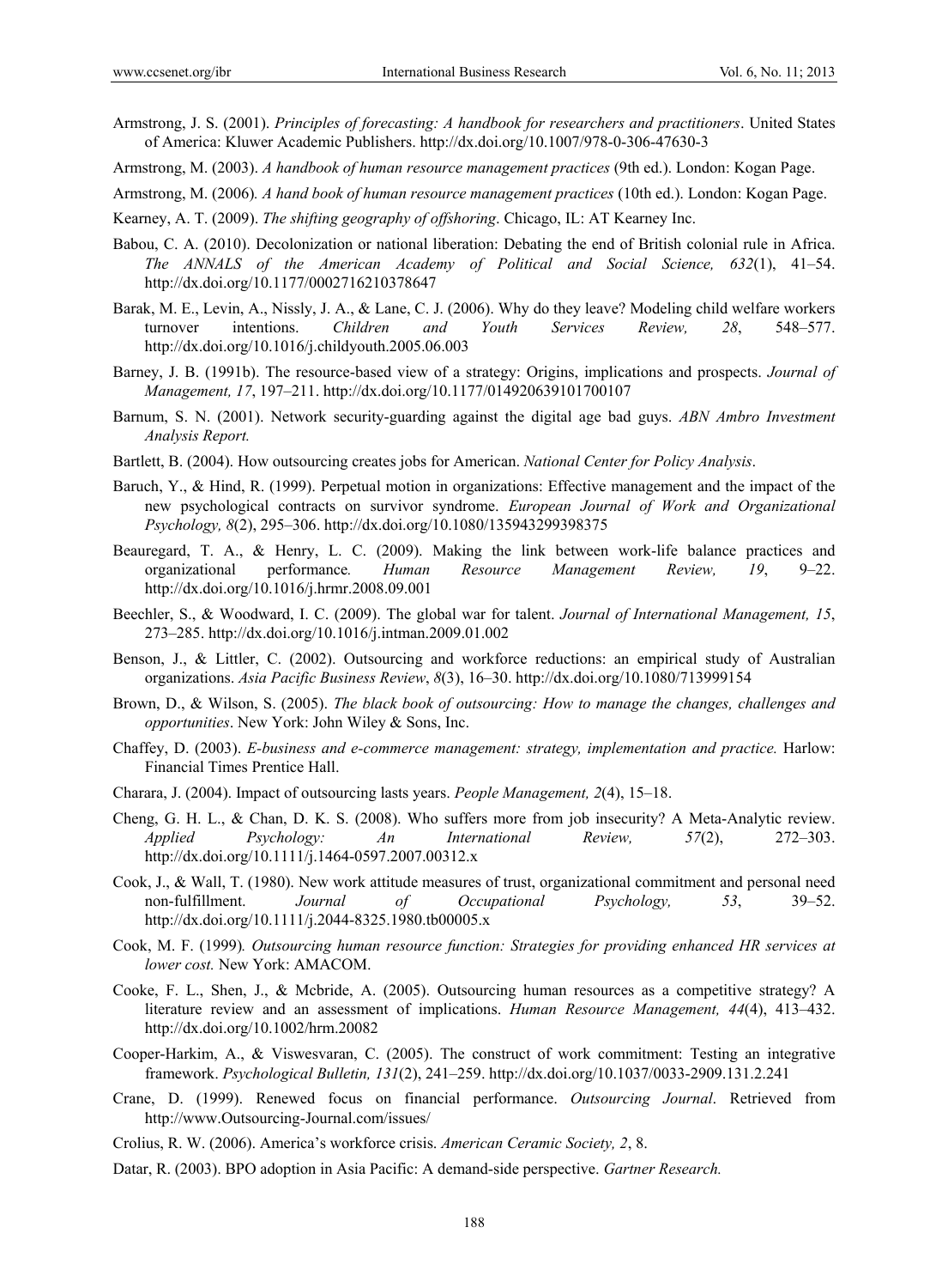Armstrong, J. S. (2001). *Principles of forecasting: A handbook for researchers and practitioners*. United States of America: Kluwer Academic Publishers. http://dx.doi.org/10.1007/978-0-306-47630-3

Armstrong, M. (2003). *A handbook of human resource management practices* (9th ed.). London: Kogan Page.

Armstrong, M. (2006)*. A hand book of human resource management practices* (10th ed.). London: Kogan Page.

Kearney, A. T. (2009). *The shifting geography of offshoring*. Chicago, IL: AT Kearney Inc.

Babou, C. A. (2010). Decolonization or national liberation: Debating the end of British colonial rule in Africa. *The ANNALS of the American Academy of Political and Social Science, 632*(1), 41–54. http://dx.doi.org/10.1177/0002716210378647

Barak, M. E., Levin, A., Nissly, J. A., & Lane, C. J. (2006). Why do they leave? Modeling child welfare workers turnover intentions. *Children and Youth Services Review, 28*, 548–577. http://dx.doi.org/10.1016/j.childyouth.2005.06.003

Barney, J. B. (1991b). The resource-based view of a strategy: Origins, implications and prospects. *Journal of Management, 17*, 197–211. http://dx.doi.org/10.1177/014920639101700107

Barnum, S. N. (2001). Network security-guarding against the digital age bad guys. *ABN Ambro Investment Analysis Report.*

Bartlett, B. (2004). How outsourcing creates jobs for American. *National Center for Policy Analysis*.

Baruch, Y., & Hind, R. (1999). Perpetual motion in organizations: Effective management and the impact of the new psychological contracts on survivor syndrome. *European Journal of Work and Organizational Psychology, 8*(2), 295–306. http://dx.doi.org/10.1080/135943299398375

Beauregard, T. A., & Henry, L. C. (2009). Making the link between work-life balance practices and organizational performance*. Human Resource Management Review, 19*, 9–22. http://dx.doi.org/10.1016/j.hrmr.2008.09.001

Beechler, S., & Woodward, I. C. (2009). The global war for talent. *Journal of International Management, 15*, 273–285. http://dx.doi.org/10.1016/j.intman.2009.01.002

Benson, J., & Littler, C. (2002). Outsourcing and workforce reductions: an empirical study of Australian organizations. *Asia Pacific Business Review*, *8*(3), 16–30. http://dx.doi.org/10.1080/713999154

Brown, D., & Wilson, S. (2005). *The black book of outsourcing: How to manage the changes, challenges and opportunities*. New York: John Wiley & Sons, Inc.

Chaffey, D. (2003). *E-business and e-commerce management: strategy, implementation and practice.* Harlow: Financial Times Prentice Hall.

Charara, J. (2004). Impact of outsourcing lasts years. *People Management, 2*(4), 15–18.

Cheng, G. H. L., & Chan, D. K. S. (2008). Who suffers more from job insecurity? A Meta-Analytic review. *Applied Psychology: An International Review, 57*(2), 272–303. http://dx.doi.org/10.1111/j.1464-0597.2007.00312.x

Cook, J., & Wall, T. (1980). New work attitude measures of trust, organizational commitment and personal need non-fulfillment. *Journal of Occupational Psychology, 53*, 39–52. http://dx.doi.org/10.1111/j.2044-8325.1980.tb00005.x

Cook, M. F. (1999)*. Outsourcing human resource function: Strategies for providing enhanced HR services at lower cost.* New York: AMACOM.

Cooke, F. L., Shen, J., & Mcbride, A. (2005). Outsourcing human resources as a competitive strategy? A literature review and an assessment of implications. *Human Resource Management, 44*(4), 413–432. http://dx.doi.org/10.1002/hrm.20082

Cooper-Harkim, A., & Viswesvaran, C. (2005). The construct of work commitment: Testing an integrative framework. *Psychological Bulletin, 131*(2), 241–259. http://dx.doi.org/10.1037/0033-2909.131.2.241

Crane, D. (1999). Renewed focus on financial performance. *Outsourcing Journal*. Retrieved from http://www.Outsourcing-Journal.com/issues/

Crolius, R. W. (2006). America's workforce crisis. *American Ceramic Society, 2*, 8.

Datar, R. (2003). BPO adoption in Asia Pacific: A demand-side perspective. *Gartner Research.*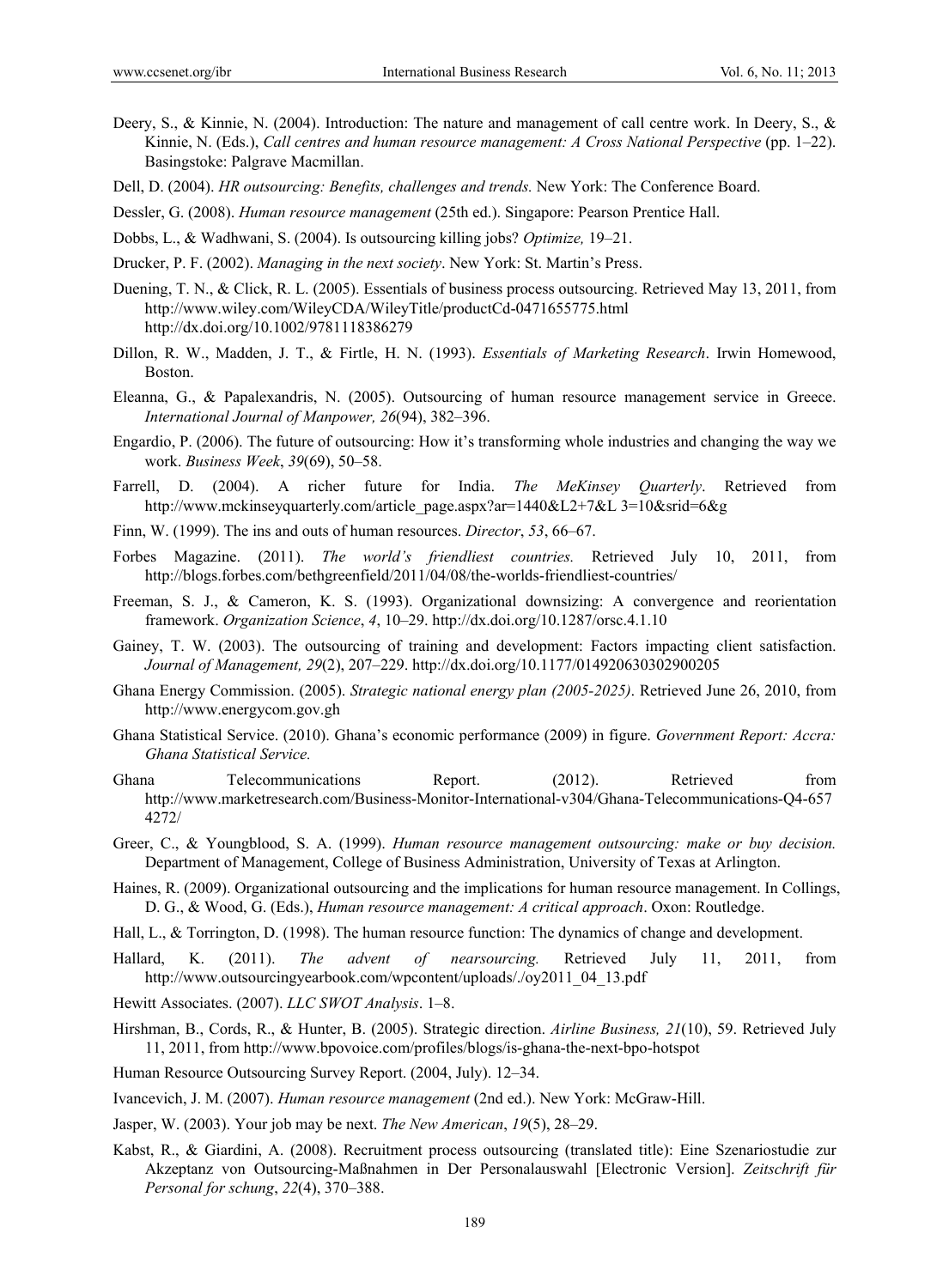Deery, S., & Kinnie, N. (2004). Introduction: The nature and management of call centre work. In Deery, S., & Kinnie, N. (Eds.), *Call centres and human resource management: A Cross National Perspective* (pp. 1–22). Basingstoke: Palgrave Macmillan.

Dell, D. (2004). *HR outsourcing: Benefits, challenges and trends.* New York: The Conference Board.

Dessler, G. (2008). *Human resource management* (25th ed.). Singapore: Pearson Prentice Hall.

Dobbs, L., & Wadhwani, S. (2004). Is outsourcing killing jobs? *Optimize,* 19–21.

Drucker, P. F. (2002). *Managing in the next society*. New York: St. Martin's Press.

Duening, T. N., & Click, R. L. (2005). Essentials of business process outsourcing. Retrieved May 13, 2011, from http://www.wiley.com/WileyCDA/WileyTitle/productCd-0471655775.html http://dx.doi.org/10.1002/9781118386279

Dillon, R. W., Madden, J. T., & Firtle, H. N. (1993). *Essentials of Marketing Research*. Irwin Homewood, Boston.

Eleanna, G., & Papalexandris, N. (2005). Outsourcing of human resource management service in Greece. *International Journal of Manpower, 26*(94), 382–396.

Engardio, P. (2006). The future of outsourcing: How it's transforming whole industries and changing the way we work. *Business Week*, *39*(69), 50–58.

Farrell, D. (2004). A richer future for India. *The MeKinsey Quarterly*. Retrieved from http://www.mckinseyquarterly.com/article_page.aspx?ar=1440&L2+7&L 3=10&srid=6&g

Finn, W. (1999). The ins and outs of human resources. *Director*, *53*, 66–67.

Forbes Magazine. (2011). *The world's friendliest countries.* Retrieved July 10, 2011, from http://blogs.forbes.com/bethgreenfield/2011/04/08/the-worlds-friendliest-countries/

Freeman, S. J., & Cameron, K. S. (1993). Organizational downsizing: A convergence and reorientation framework. *Organization Science*, *4*, 10–29. http://dx.doi.org/10.1287/orsc.4.1.10

Gainey, T. W. (2003). The outsourcing of training and development: Factors impacting client satisfaction. *Journal of Management, 29*(2), 207–229. http://dx.doi.org/10.1177/014920630302900205

Ghana Energy Commission. (2005). *Strategic national energy plan (2005-2025)*. Retrieved June 26, 2010, from http://www.energycom.gov.gh

Ghana Statistical Service. (2010). Ghana's economic performance (2009) in figure. *Government Report: Accra: Ghana Statistical Service.*

Ghana Telecommunications Report. (2012). Retrieved from http://www.marketresearch.com/Business-Monitor-International-v304/Ghana-Telecommunications-Q4-6574272/

Greer, C., & Youngblood, S. A. (1999). *Human resource management outsourcing: make or buy decision.* Department of Management, College of Business Administration, University of Texas at Arlington.

Haines, R. (2009). Organizational outsourcing and the implications for human resource management. In Collings, D. G., & Wood, G. (Eds.), *Human resource management: A critical approach*. Oxon: Routledge.

Hall, L., & Torrington, D. (1998). The human resource function: The dynamics of change and development.

Hallard, K. (2011). *The advent of nearsourcing.* Retrieved July 11, 2011, from http://www.outsourcingyearbook.com/wpcontent/uploads/./oy2011_04_13.pdf

Hewitt Associates. (2007). *LLC SWOT Analysis*. 1–8.

Hirshman, B., Cords, R., & Hunter, B. (2005). Strategic direction. *Airline Business, 21*(10), 59. Retrieved July 11, 2011, from http://www.bpovoice.com/profiles/blogs/is-ghana-the-next-bpo-hotspot

Human Resource Outsourcing Survey Report. (2004, July). 12–34.

Ivancevich, J. M. (2007). *Human resource management* (2nd ed.). New York: McGraw-Hill.

Jasper, W. (2003). Your job may be next. *The New American*, *19*(5), 28–29.

Kabst, R., & Giardini, A. (2008). Recruitment process outsourcing (translated title): Eine Szenariostudie zur Akzeptanz von Outsourcing-Maßnahmen in Der Personalauswahl [Electronic Version]. *Zeitschrift für Personal for schung*, *22*(4), 370–388.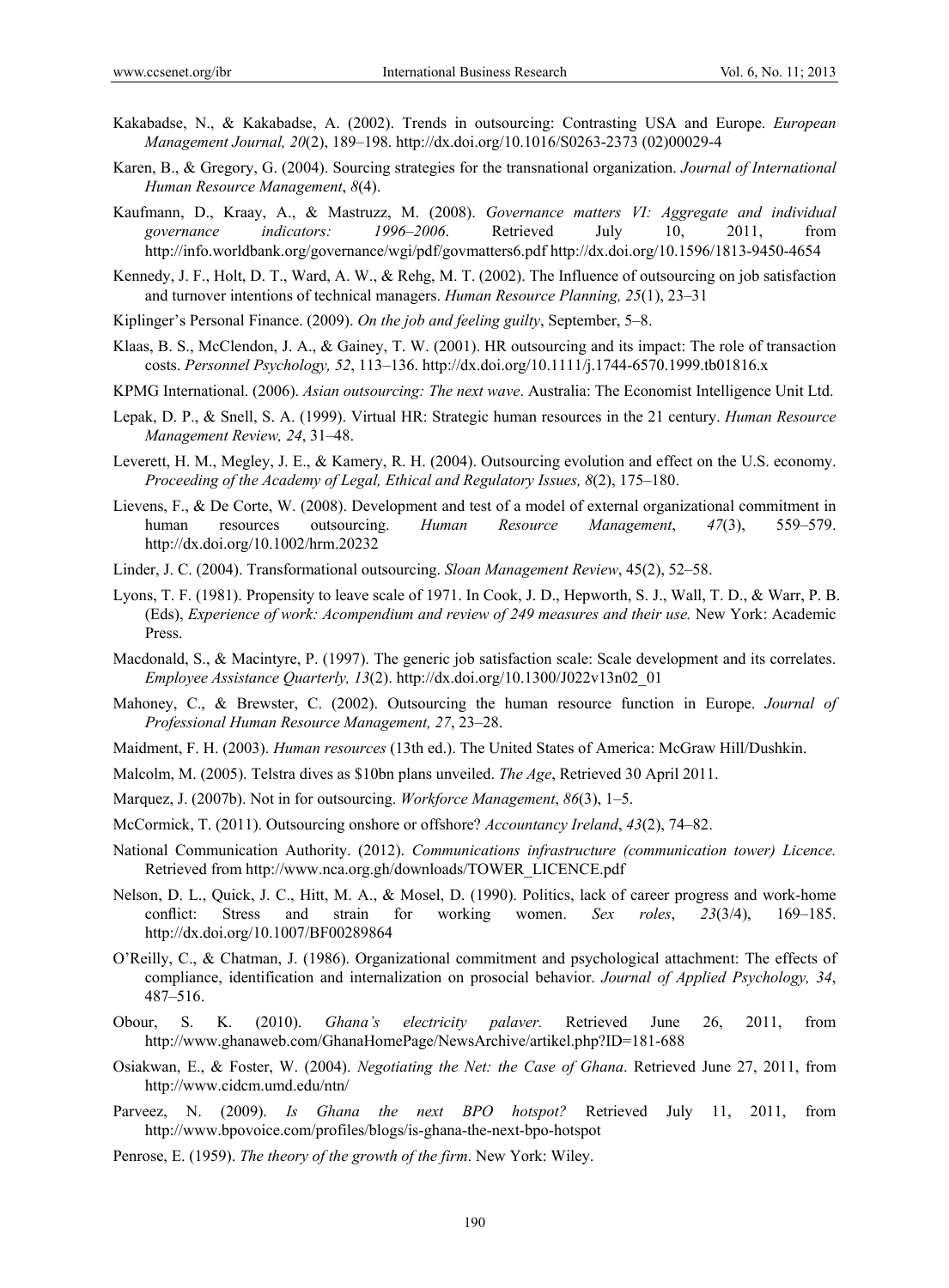Kakabadse, N., & Kakabadse, A. (2002). Trends in outsourcing: Contrasting USA and Europe. *European Management Journal, 20*(2), 189–198. http://dx.doi.org/10.1016/S0263-2373 (02)00029-4

Karen, B., & Gregory, G. (2004). Sourcing strategies for the transnational organization. *Journal of International Human Resource Management*, *8*(4).

Kaufmann, D., Kraay, A., & Mastruzz, M. (2008). *Governance matters VI: Aggregate and individual governance indicators: 1996–2006*. Retrieved July 10, 2011, from http://info.worldbank.org/governance/wgi/pdf/govmatters6.pdf http://dx.doi.org/10.1596/1813-9450-4654

Kennedy, J. F., Holt, D. T., Ward, A. W., & Rehg, M. T. (2002). The Influence of outsourcing on job satisfaction and turnover intentions of technical managers. *Human Resource Planning, 25*(1), 23–31

Kiplinger's Personal Finance. (2009). *On the job and feeling guilty*, September, 5–8.

Klaas, B. S., McClendon, J. A., & Gainey, T. W. (2001). HR outsourcing and its impact: The role of transaction costs. *Personnel Psychology, 52*, 113–136. http://dx.doi.org/10.1111/j.1744-6570.1999.tb01816.x

KPMG International. (2006). *Asian outsourcing: The next wave*. Australia: The Economist Intelligence Unit Ltd.

Lepak, D. P., & Snell, S. A. (1999). Virtual HR: Strategic human resources in the 21 century. *Human Resource Management Review, 24*, 31–48.

Leverett, H. M., Megley, J. E., & Kamery, R. H. (2004). Outsourcing evolution and effect on the U.S. economy. *Proceeding of the Academy of Legal, Ethical and Regulatory Issues, 8*(2), 175–180.

Lievens, F., & De Corte, W. (2008). Development and test of a model of external organizational commitment in human resources outsourcing. *Human Resource Management*, *47*(3), 559–579. http://dx.doi.org/10.1002/hrm.20232

Linder, J. C. (2004). Transformational outsourcing. *Sloan Management Review*, 45(2), 52–58.

Lyons, T. F. (1981). Propensity to leave scale of 1971. In Cook, J. D., Hepworth, S. J., Wall, T. D., & Warr, P. B. (Eds), *Experience of work: Acompendium and review of 249 measures and their use.* New York: Academic Press.

Macdonald, S., & Macintyre, P. (1997). The generic job satisfaction scale: Scale development and its correlates. *Employee Assistance Quarterly, 13*(2). http://dx.doi.org/10.1300/J022v13n02_01

Mahoney, C., & Brewster, C. (2002). Outsourcing the human resource function in Europe. *Journal of Professional Human Resource Management, 27*, 23–28.

Maidment, F. H. (2003). *Human resources* (13th ed.). The United States of America: McGraw Hill/Dushkin.

Malcolm, M. (2005). Telstra dives as $10bn plans unveiled. *The Age*, Retrieved 30 April 2011.

Marquez, J. (2007b). Not in for outsourcing. *Workforce Management*, *86*(3), 1–5.

McCormick, T. (2011). Outsourcing onshore or offshore? *Accountancy Ireland*, *43*(2), 74–82.

National Communication Authority. (2012). *Communications infrastructure (communication tower) Licence.* Retrieved from http://www.nca.org.gh/downloads/TOWER_LICENCE.pdf

Nelson, D. L., Quick, J. C., Hitt, M. A., & Mosel, D. (1990). Politics, lack of career progress and work-home conflict: Stress and strain for working women. *Sex roles*, *23*(3/4), 169–185. http://dx.doi.org/10.1007/BF00289864

O'Reilly, C., & Chatman, J. (1986). Organizational commitment and psychological attachment: The effects of compliance, identification and internalization on prosocial behavior. *Journal of Applied Psychology, 34*, 487–516.

Obour, S. K. (2010). *Ghana's electricity palaver.* Retrieved June 26, 2011, from http://www.ghanaweb.com/GhanaHomePage/NewsArchive/artikel.php?ID=181-688

Osiakwan, E., & Foster, W. (2004). *Negotiating the Net: the Case of Ghana*. Retrieved June 27, 2011, from http://www.cidcm.umd.edu/ntn/

Parveez, N. (2009). *Is Ghana the next BPO hotspot?* Retrieved July 11, 2011, from http://www.bpovoice.com/profiles/blogs/is-ghana-the-next-bpo-hotspot

Penrose, E. (1959). *The theory of the growth of the firm*. New York: Wiley.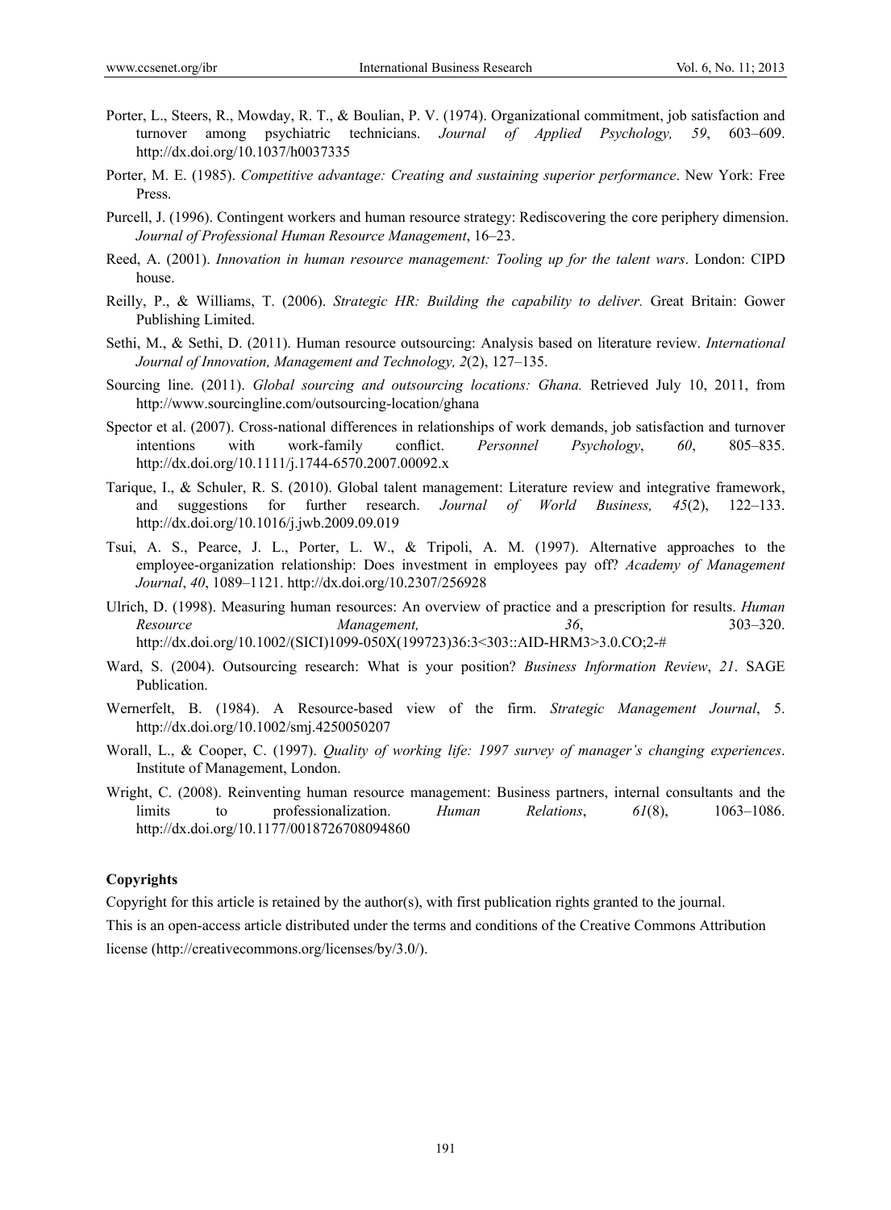Porter, L., Steers, R., Mowday, R. T., & Boulian, P. V. (1974). Organizational commitment, job satisfaction and turnover among psychiatric technicians. *Journal of Applied Psychology, 59*, 603–609. http://dx.doi.org/10.1037/h0037335

Porter, M. E. (1985). *Competitive advantage: Creating and sustaining superior performance*. New York: Free Press.

Purcell, J. (1996). Contingent workers and human resource strategy: Rediscovering the core periphery dimension. *Journal of Professional Human Resource Management*, 16–23.

Reed, A. (2001). *Innovation in human resource management: Tooling up for the talent wars*. London: CIPD house.

Reilly, P., & Williams, T. (2006). *Strategic HR: Building the capability to deliver.* Great Britain: Gower Publishing Limited.

Sethi, M., & Sethi, D. (2011). Human resource outsourcing: Analysis based on literature review. *International Journal of Innovation, Management and Technology, 2*(2), 127–135.

Sourcing line. (2011). *Global sourcing and outsourcing locations: Ghana.* Retrieved July 10, 2011, from http://www.sourcingline.com/outsourcing-location/ghana

Spector et al. (2007). Cross-national differences in relationships of work demands, job satisfaction and turnover intentions with work-family conflict. *Personnel Psychology*, *60*, 805–835. http://dx.doi.org/10.1111/j.1744-6570.2007.00092.x

Tarique, I., & Schuler, R. S. (2010). Global talent management: Literature review and integrative framework, and suggestions for further research. *Journal of World Business, 45*(2), 122–133. http://dx.doi.org/10.1016/j.jwb.2009.09.019

Tsui, A. S., Pearce, J. L., Porter, L. W., & Tripoli, A. M. (1997). Alternative approaches to the employee-organization relationship: Does investment in employees pay off? *Academy of Management Journal*, *40*, 1089–1121. http://dx.doi.org/10.2307/256928

Ulrich, D. (1998). Measuring human resources: An overview of practice and a prescription for results. *Human Resource Management, 36*, 303–320. http://dx.doi.org/10.1002/(SICI)1099-050X(199723)36:3<303::AID-HRM3>3.0.CO;2-#

Ward, S. (2004). Outsourcing research: What is your position? *Business Information Review*, *21*. SAGE Publication.

Wernerfelt, B. (1984). A Resource-based view of the firm. *Strategic Management Journal*, 5. http://dx.doi.org/10.1002/smj.4250050207

Worall, L., & Cooper, C. (1997). *Quality of working life: 1997 survey of manager's changing experiences*. Institute of Management, London.

Wright, C. (2008). Reinventing human resource management: Business partners, internal consultants and the limits to professionalization. *Human Relations*, *61*(8), 1063–1086. http://dx.doi.org/10.1177/0018726708094860

**Copyrights**

Copyright for this article is retained by the author(s), with first publication rights granted to the journal.

This is an open-access article distributed under the terms and conditions of the Creative Commons Attribution license (http://creativecommons.org/licenses/by/3.0/).